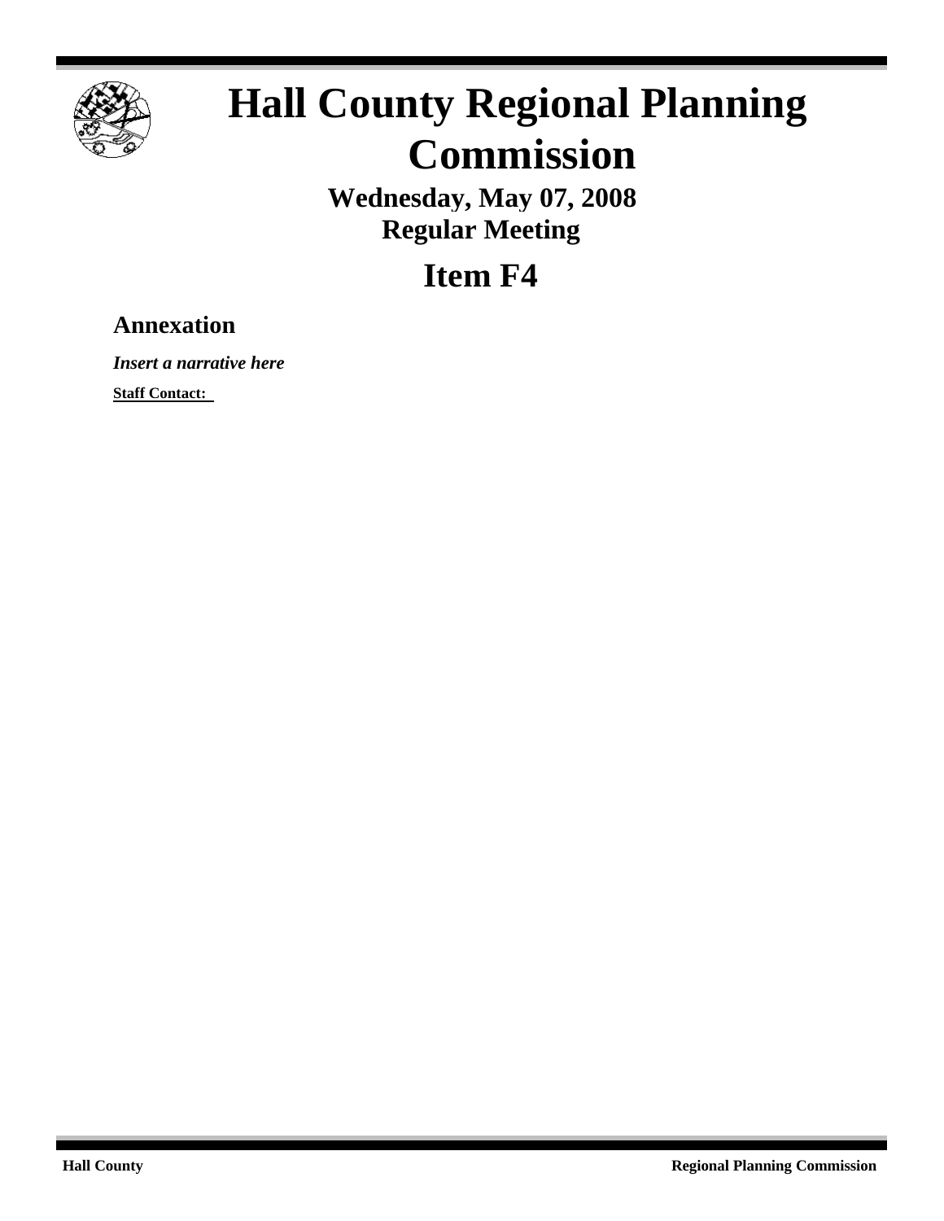# Hall County Regional Planning Commission

**Wednesday, May 07, 2008**
**Regular Meeting**

## Item F4

### Annexation

***Insert a narrative here***

**Staff Contact:**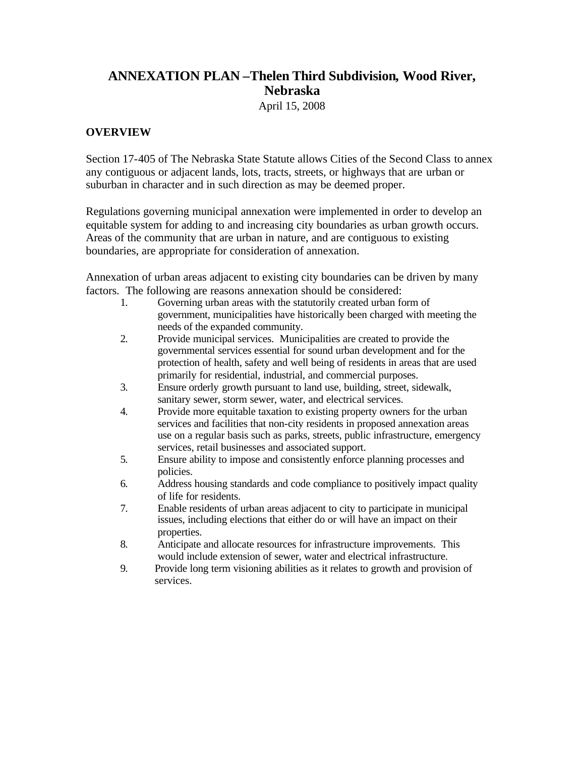# ANNEXATION PLAN –Thelen Third Subdivision, Wood River, Nebraska

April 15, 2008

## OVERVIEW

Section 17-405 of The Nebraska State Statute allows Cities of the Second Class to annex any contiguous or adjacent lands, lots, tracts, streets, or highways that are urban or suburban in character and in such direction as may be deemed proper.

Regulations governing municipal annexation were implemented in order to develop an equitable system for adding to and increasing city boundaries as urban growth occurs. Areas of the community that are urban in nature, and are contiguous to existing boundaries, are appropriate for consideration of annexation.

Annexation of urban areas adjacent to existing city boundaries can be driven by many factors. The following are reasons annexation should be considered:

1. Governing urban areas with the statutorily created urban form of government, municipalities have historically been charged with meeting the needs of the expanded community.
2. Provide municipal services. Municipalities are created to provide the governmental services essential for sound urban development and for the protection of health, safety and well being of residents in areas that are used primarily for residential, industrial, and commercial purposes.
3. Ensure orderly growth pursuant to land use, building, street, sidewalk, sanitary sewer, storm sewer, water, and electrical services.
4. Provide more equitable taxation to existing property owners for the urban services and facilities that non-city residents in proposed annexation areas use on a regular basis such as parks, streets, public infrastructure, emergency services, retail businesses and associated support.
5. Ensure ability to impose and consistently enforce planning processes and policies.
6. Address housing standards and code compliance to positively impact quality of life for residents.
7. Enable residents of urban areas adjacent to city to participate in municipal issues, including elections that either do or will have an impact on their properties.
8. Anticipate and allocate resources for infrastructure improvements. This would include extension of sewer, water and electrical infrastructure.
9. Provide long term visioning abilities as it relates to growth and provision of services.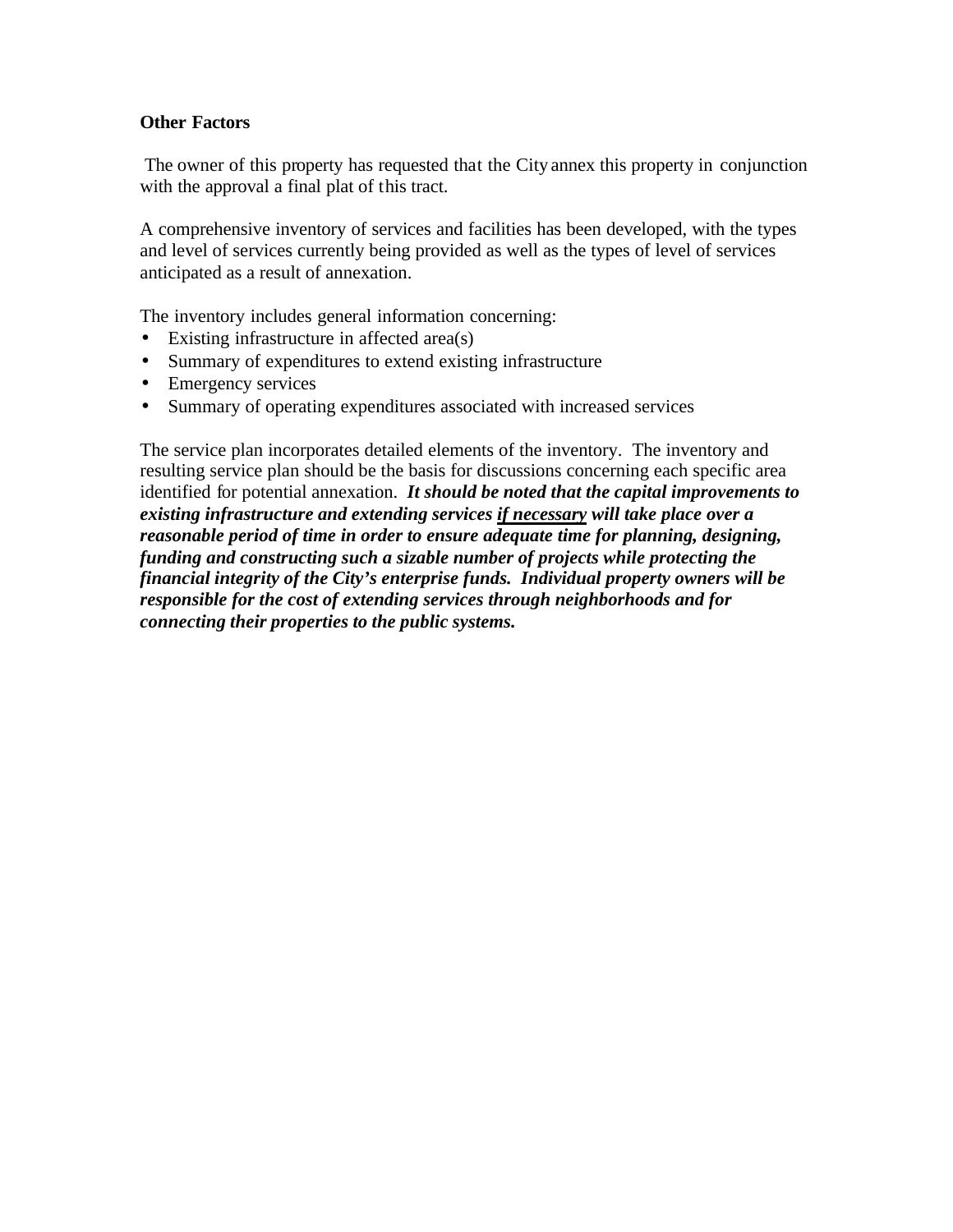**Other Factors**

The owner of this property has requested that the City annex this property in conjunction with the approval a final plat of this tract.

A comprehensive inventory of services and facilities has been developed, with the types and level of services currently being provided as well as the types of level of services anticipated as a result of annexation.

The inventory includes general information concerning:

- Existing infrastructure in affected area(s)
- Summary of expenditures to extend existing infrastructure
- Emergency services
- Summary of operating expenditures associated with increased services

The service plan incorporates detailed elements of the inventory. The inventory and resulting service plan should be the basis for discussions concerning each specific area identified for potential annexation. ***It should be noted that the capital improvements to existing infrastructure and extending services <u>if necessary</u> will take place over a reasonable period of time in order to ensure adequate time for planning, designing, funding and constructing such a sizable number of projects while protecting the financial integrity of the City's enterprise funds. Individual property owners will be responsible for the cost of extending services through neighborhoods and for connecting their properties to the public systems.***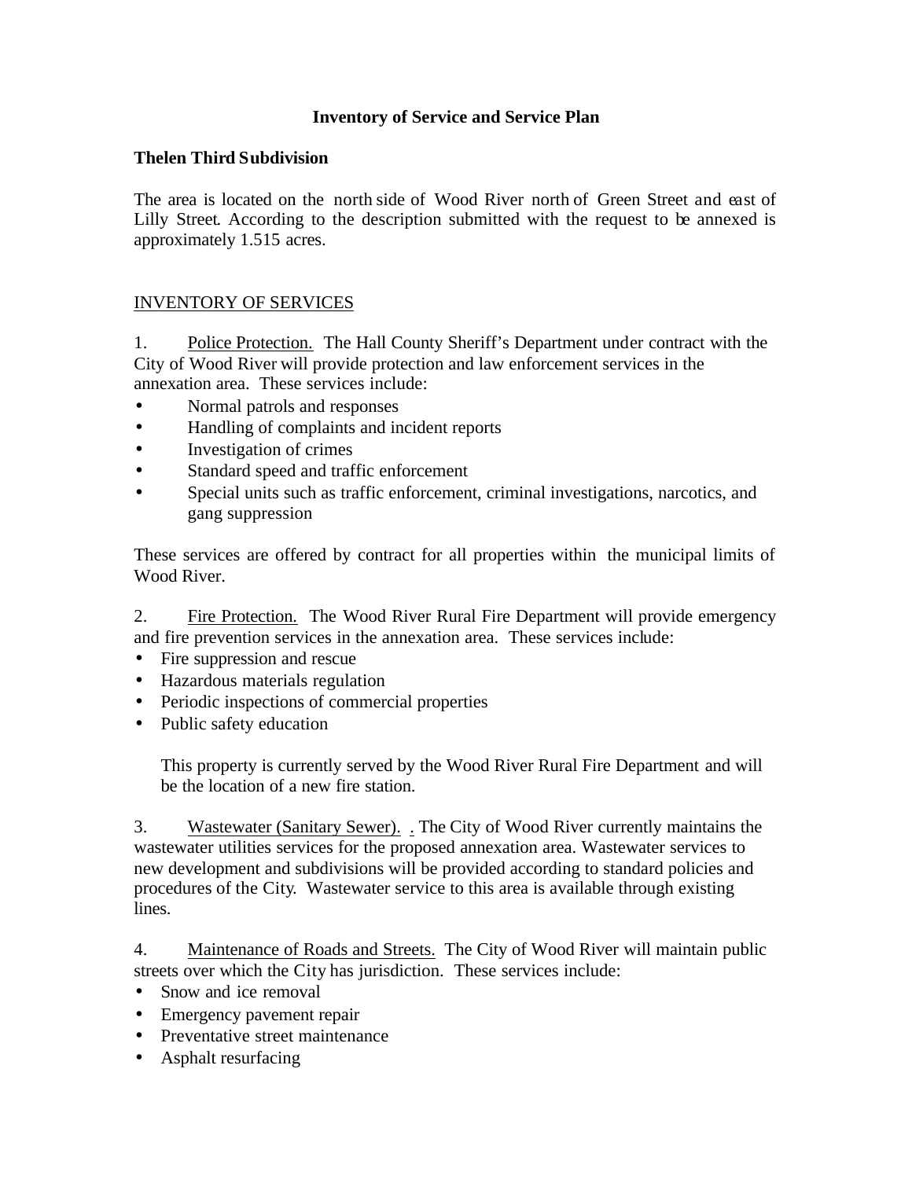**Inventory of Service and Service Plan**

**Thelen Third Subdivision**

The area is located on the north side of Wood River north of Green Street and east of Lilly Street. According to the description submitted with the request to be annexed is approximately 1.515 acres.

INVENTORY OF SERVICES

1. Police Protection. The Hall County Sheriff's Department under contract with the City of Wood River will provide protection and law enforcement services in the annexation area. These services include:

- Normal patrols and responses
- Handling of complaints and incident reports
- Investigation of crimes
- Standard speed and traffic enforcement
- Special units such as traffic enforcement, criminal investigations, narcotics, and gang suppression

These services are offered by contract for all properties within the municipal limits of Wood River.

2. Fire Protection. The Wood River Rural Fire Department will provide emergency and fire prevention services in the annexation area. These services include:

- Fire suppression and rescue
- Hazardous materials regulation
- Periodic inspections of commercial properties
- Public safety education

This property is currently served by the Wood River Rural Fire Department and will be the location of a new fire station.

3. Wastewater (Sanitary Sewer). . The City of Wood River currently maintains the wastewater utilities services for the proposed annexation area. Wastewater services to new development and subdivisions will be provided according to standard policies and procedures of the City. Wastewater service to this area is available through existing lines.

4. Maintenance of Roads and Streets. The City of Wood River will maintain public streets over which the City has jurisdiction. These services include:

- Snow and ice removal
- Emergency pavement repair
- Preventative street maintenance
- Asphalt resurfacing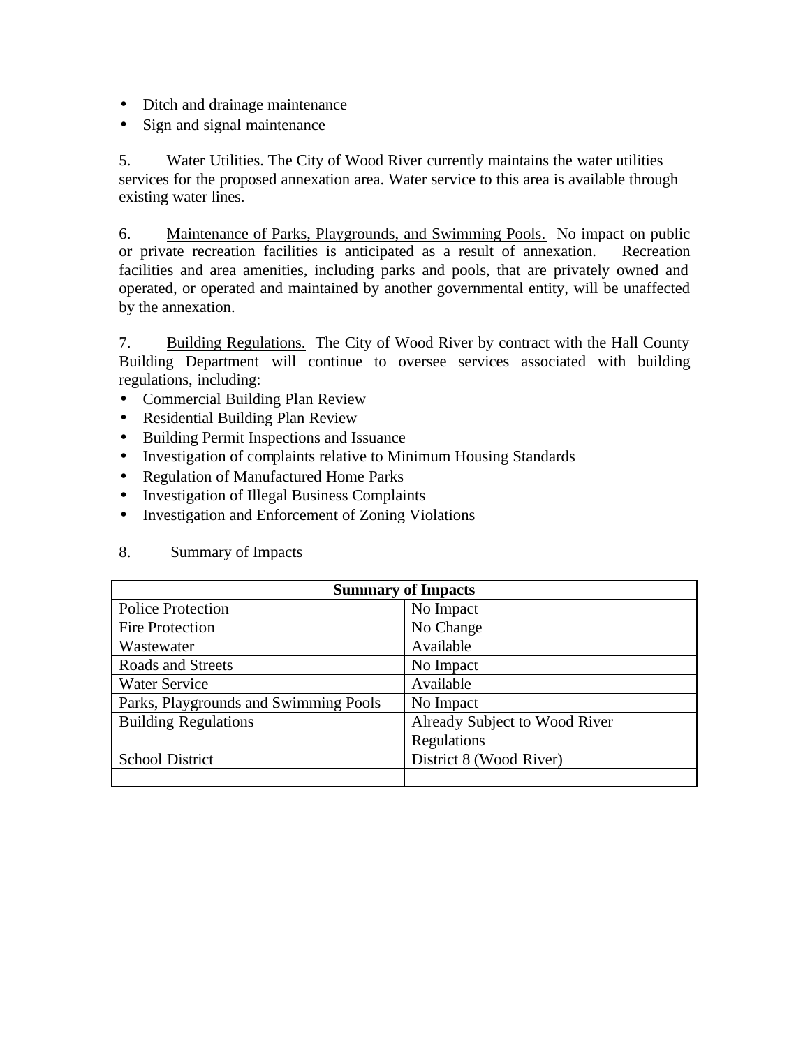- Ditch and drainage maintenance
- Sign and signal maintenance

5. Water Utilities. The City of Wood River currently maintains the water utilities services for the proposed annexation area. Water service to this area is available through existing water lines.

6. Maintenance of Parks, Playgrounds, and Swimming Pools. No impact on public or private recreation facilities is anticipated as a result of annexation. Recreation facilities and area amenities, including parks and pools, that are privately owned and operated, or operated and maintained by another governmental entity, will be unaffected by the annexation.

7. Building Regulations. The City of Wood River by contract with the Hall County Building Department will continue to oversee services associated with building regulations, including:

- Commercial Building Plan Review
- Residential Building Plan Review
- Building Permit Inspections and Issuance
- Investigation of complaints relative to Minimum Housing Standards
- Regulation of Manufactured Home Parks
- Investigation of Illegal Business Complaints
- Investigation and Enforcement of Zoning Violations

8. Summary of Impacts

| **Summary of Impacts** | |
|---|---|
| Police Protection | No Impact |
| Fire Protection | No Change |
| Wastewater | Available |
| Roads and Streets | No Impact |
| Water Service | Available |
| Parks, Playgrounds and Swimming Pools | No Impact |
| Building Regulations | Already Subject to Wood River Regulations |
| School District | District 8 (Wood River) |
| | |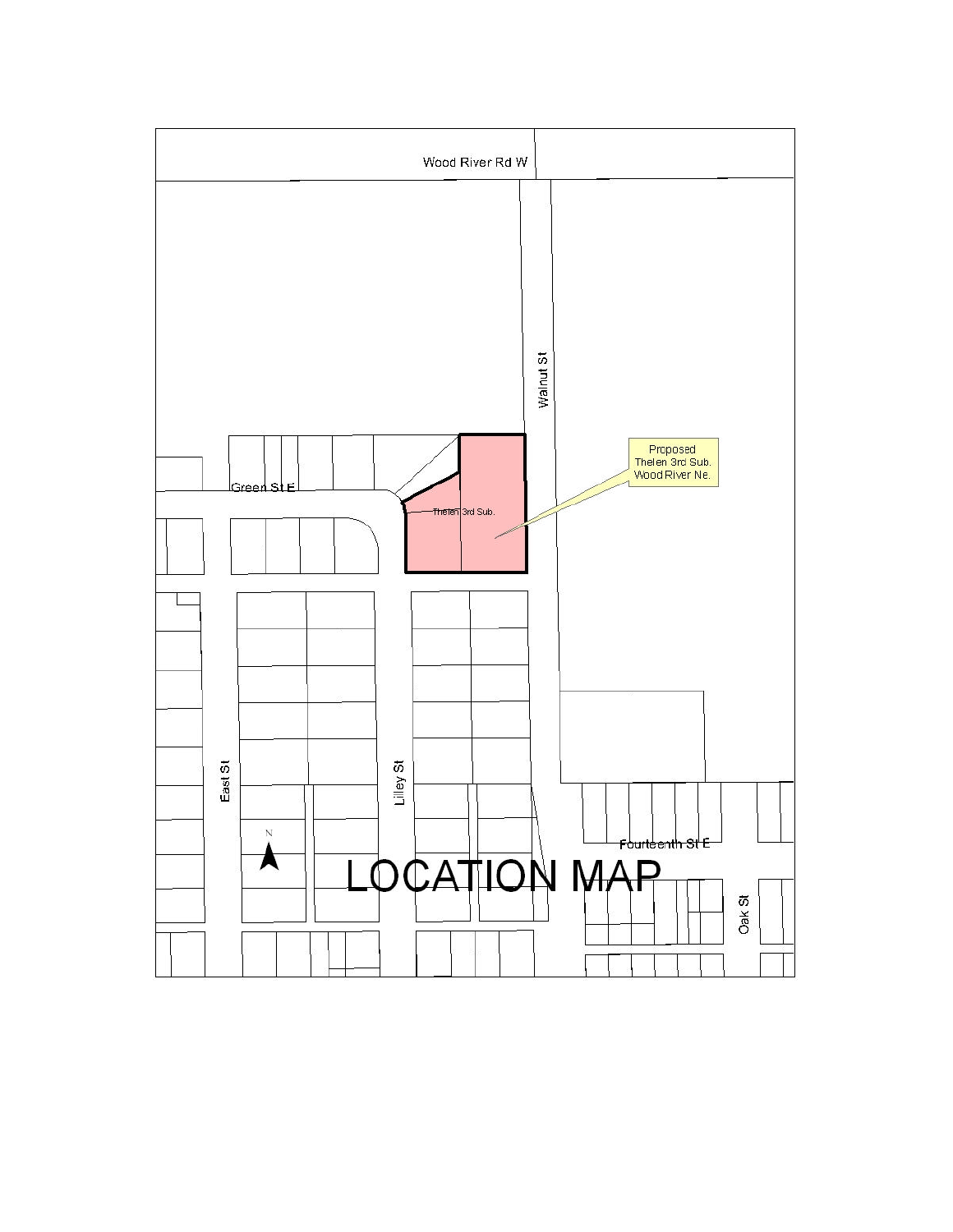# LOCATION MAP

Wood River Rd W

Walnut St

Green St E

Thelen 3rd Sub.

Proposed
Thelen 3rd Sub.
Wood River Ne.

East St

Lilley St

Fourteenth St E

Oak St

N